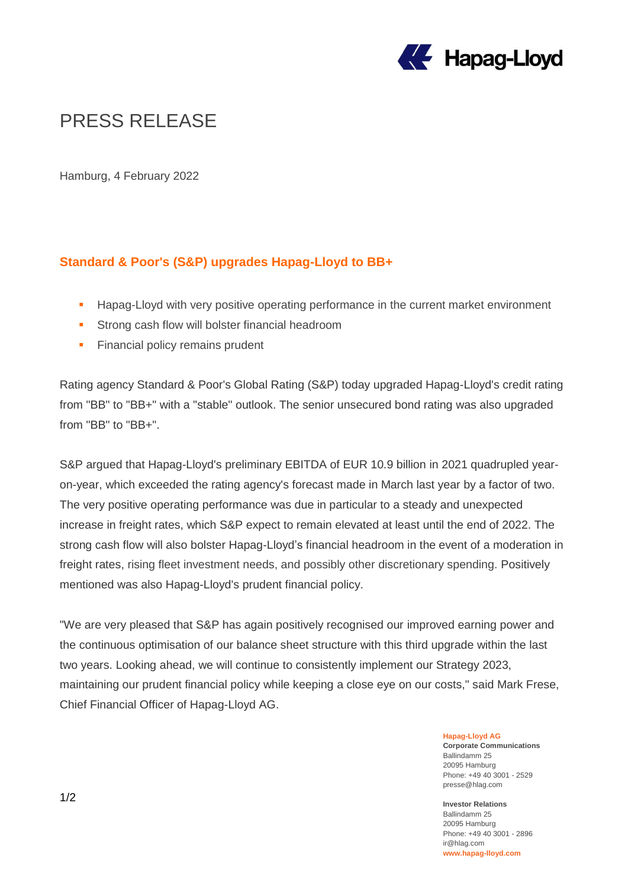# PRESS RELEASE

Hamburg, 4 February 2022

## Standard & Poor's (S&P) upgrades Hapag-Lloyd to BB+

- Hapag-Lloyd with very positive operating performance in the current market environment
- Strong cash flow will bolster financial headroom
- Financial policy remains prudent

Rating agency Standard & Poor's Global Rating (S&P) today upgraded Hapag-Lloyd's credit rating from "BB" to "BB+" with a "stable" outlook. The senior unsecured bond rating was also upgraded from "BB" to "BB+".

S&P argued that Hapag-Lloyd's preliminary EBITDA of EUR 10.9 billion in 2021 quadrupled year-on-year, which exceeded the rating agency's forecast made in March last year by a factor of two. The very positive operating performance was due in particular to a steady and unexpected increase in freight rates, which S&P expect to remain elevated at least until the end of 2022. The strong cash flow will also bolster Hapag-Lloyd's financial headroom in the event of a moderation in freight rates, rising fleet investment needs, and possibly other discretionary spending. Positively mentioned was also Hapag-Lloyd's prudent financial policy.

"We are very pleased that S&P has again positively recognised our improved earning power and the continuous optimisation of our balance sheet structure with this third upgrade within the last two years. Looking ahead, we will continue to consistently implement our Strategy 2023, maintaining our prudent financial policy while keeping a close eye on our costs," said Mark Frese, Chief Financial Officer of Hapag-Lloyd AG.

**Hapag-Lloyd AG**
**Corporate Communications**
Ballindamm 25
20095 Hamburg
Phone: +49 40 3001 - 2529
presse@hlag.com

**Investor Relations**
Ballindamm 25
20095 Hamburg
Phone: +49 40 3001 - 2896
ir@hlag.com
**www.hapag-lloyd.com**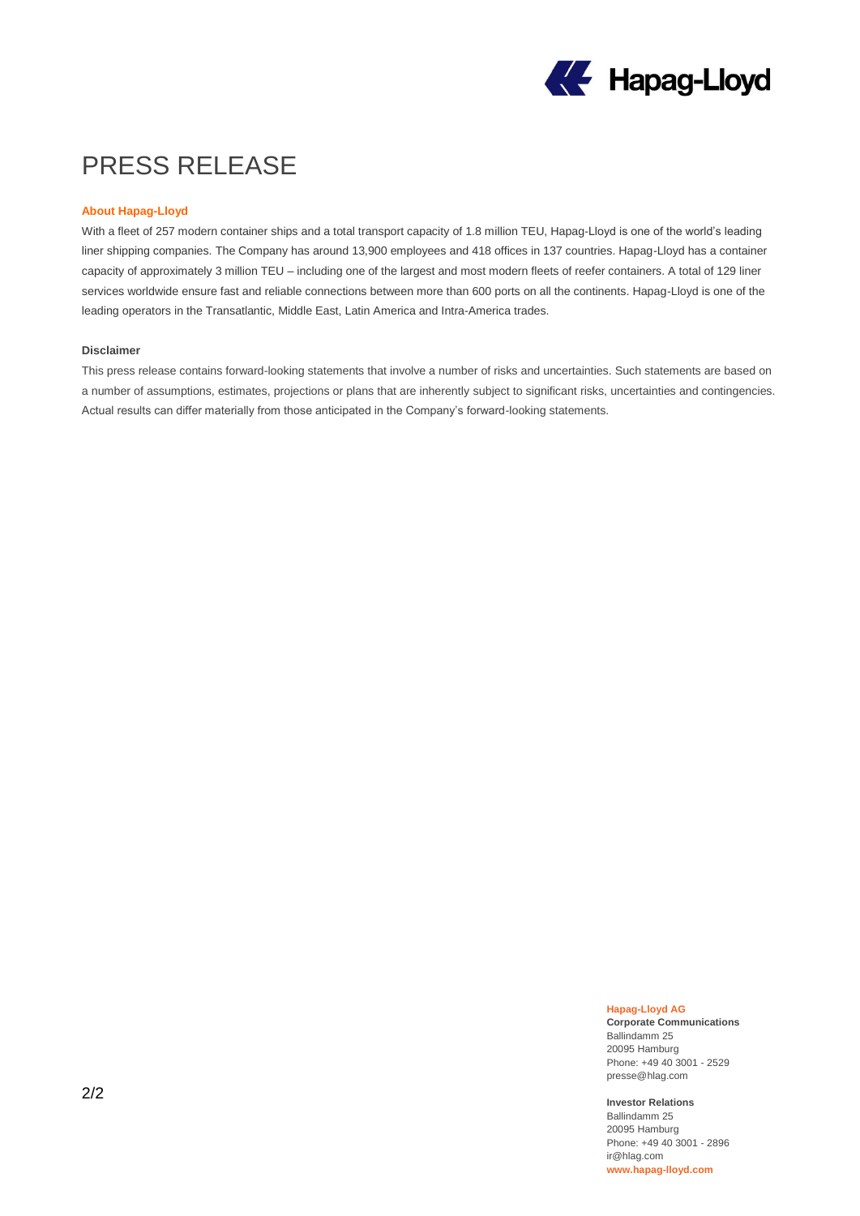# PRESS RELEASE

**About Hapag-Lloyd**

With a fleet of 257 modern container ships and a total transport capacity of 1.8 million TEU, Hapag-Lloyd is one of the world's leading liner shipping companies. The Company has around 13,900 employees and 418 offices in 137 countries. Hapag-Lloyd has a container capacity of approximately 3 million TEU – including one of the largest and most modern fleets of reefer containers. A total of 129 liner services worldwide ensure fast and reliable connections between more than 600 ports on all the continents. Hapag-Lloyd is one of the leading operators in the Transatlantic, Middle East, Latin America and Intra-America trades.

**Disclaimer**

This press release contains forward-looking statements that involve a number of risks and uncertainties. Such statements are based on a number of assumptions, estimates, projections or plans that are inherently subject to significant risks, uncertainties and contingencies. Actual results can differ materially from those anticipated in the Company's forward-looking statements.

**Hapag-Lloyd AG**
**Corporate Communications**
Ballindamm 25
20095 Hamburg
Phone: +49 40 3001 - 2529
presse@hlag.com

**Investor Relations**
Ballindamm 25
20095 Hamburg
Phone: +49 40 3001 - 2896
ir@hlag.com
**www.hapag-lloyd.com**